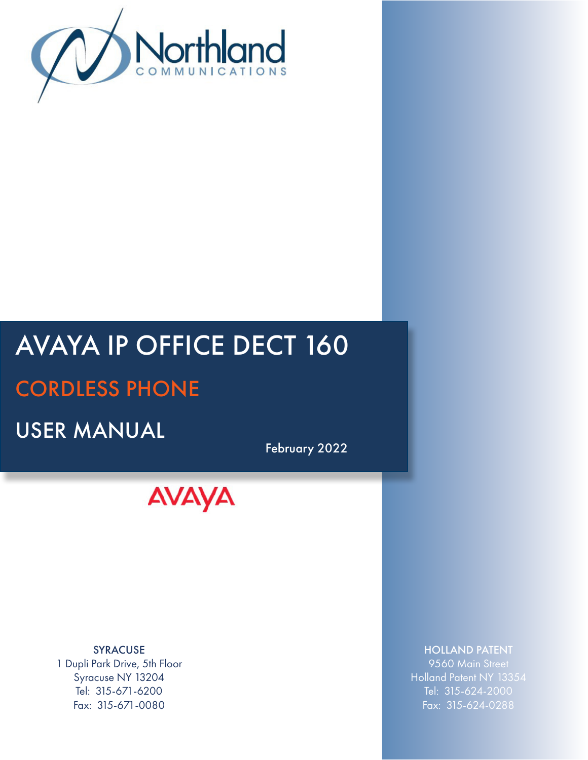Northland
COMMUNICATIONS

# AVAYA IP OFFICE DECT 160

## CORDLESS PHONE

## USER MANUAL

February 2022

AVAYA

**SYRACUSE**
1 Dupli Park Drive, 5th Floor
Syracuse NY 13204
Tel: 315-671-6200
Fax: 315-671-0080

**HOLLAND PATENT**
9560 Main Street
Holland Patent NY 13354
Tel: 315-624-2000
Fax: 315-624-0288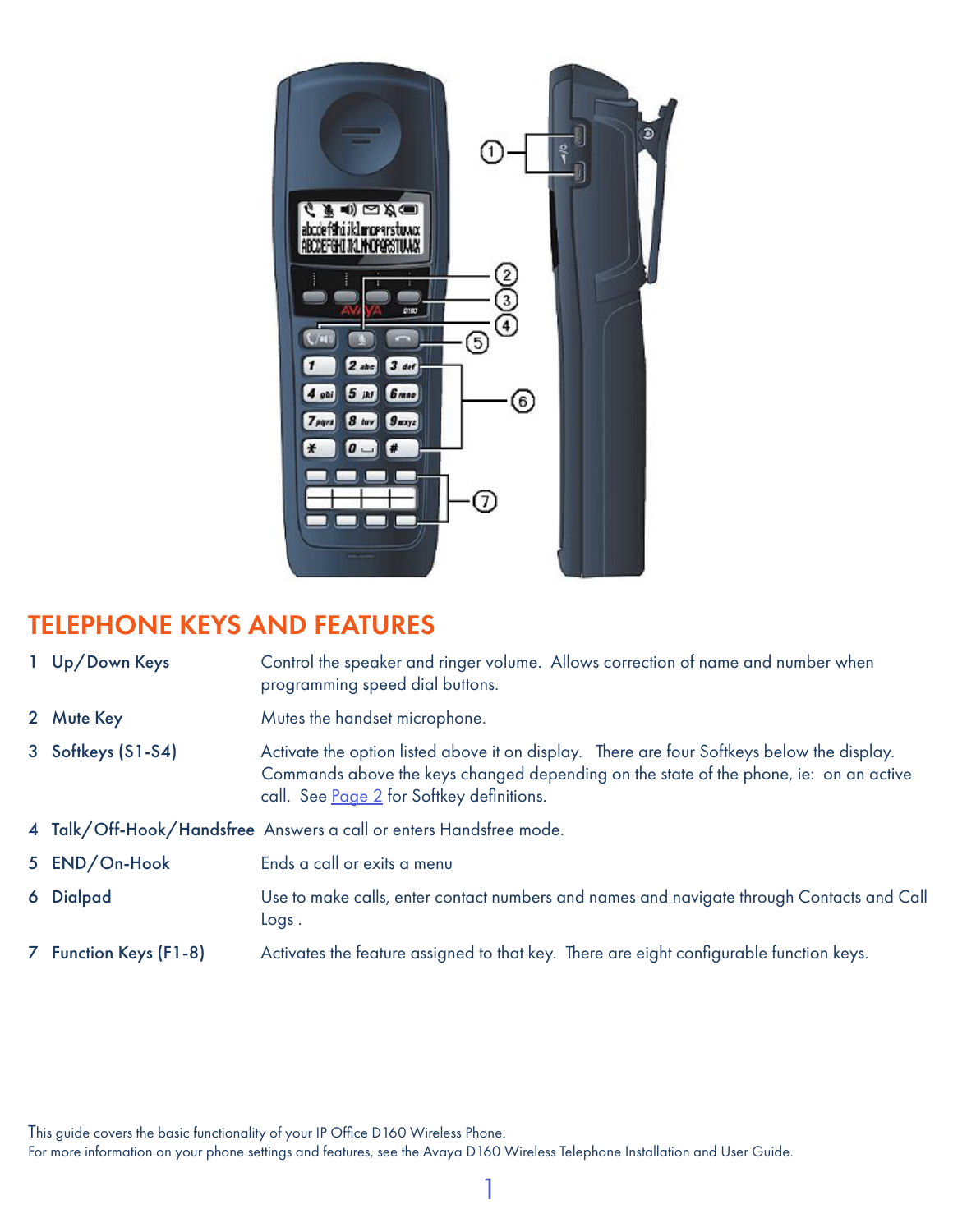## TELEPHONE KEYS AND FEATURES

| | | |
|---|---|---|
| 1 | Up/Down Keys | Control the speaker and ringer volume. Allows correction of name and number when programming speed dial buttons. |
| 2 | Mute Key | Mutes the handset microphone. |
| 3 | Softkeys (S1-S4) | Activate the option listed above it on display. There are four Softkeys below the display. Commands above the keys changed depending on the state of the phone, ie: on an active call. See [Page 2] for Softkey definitions. |
| 4 | Talk/Off-Hook/Handsfree | Answers a call or enters Handsfree mode. |
| 5 | END/On-Hook | Ends a call or exits a menu |
| 6 | Dialpad | Use to make calls, enter contact numbers and names and navigate through Contacts and Call Logs . |
| 7 | Function Keys (F1-8) | Activates the feature assigned to that key. There are eight configurable function keys. |

This guide covers the basic functionality of your IP Office D160 Wireless Phone.
For more information on your phone settings and features, see the Avaya D160 Wireless Telephone Installation and User Guide.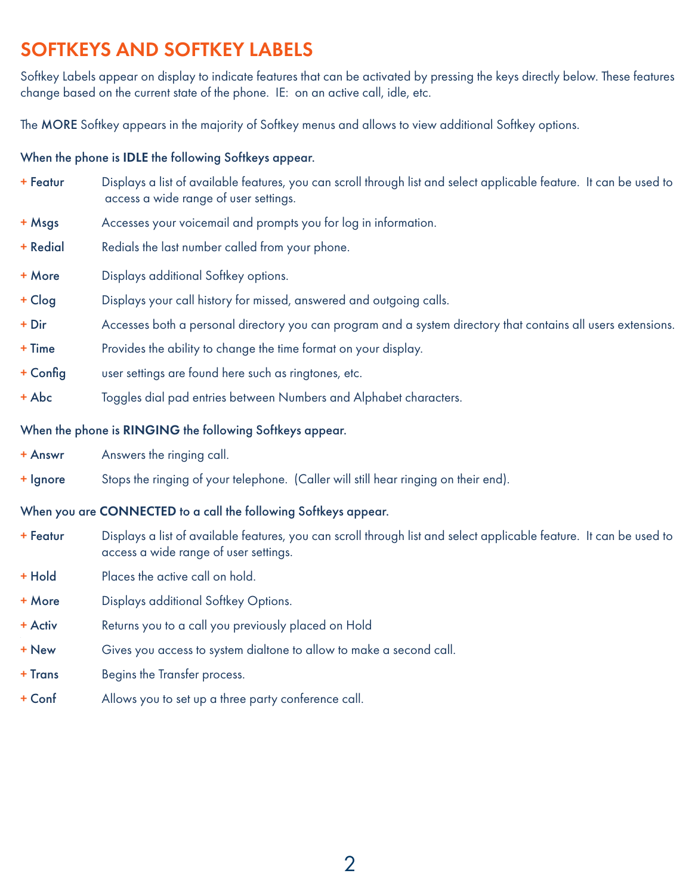# SOFTKEYS AND SOFTKEY LABELS

Softkey Labels appear on display to indicate features that can be activated by pressing the keys directly below. These features change based on the current state of the phone. IE: on an active call, idle, etc.

The **MORE** Softkey appears in the majority of Softkey menus and allows to view additional Softkey options.

**When the phone is IDLE the following Softkeys appear.**

+ **Featur** Displays a list of available features, you can scroll through list and select applicable feature. It can be used to access a wide range of user settings.
+ **Msgs** Accesses your voicemail and prompts you for log in information.
+ **Redial** Redials the last number called from your phone.
+ **More** Displays additional Softkey options.
+ **Clog** Displays your call history for missed, answered and outgoing calls.
+ **Dir** Accesses both a personal directory you can program and a system directory that contains all users extensions.
+ **Time** Provides the ability to change the time format on your display.
+ **Config** user settings are found here such as ringtones, etc.
+ **Abc** Toggles dial pad entries between Numbers and Alphabet characters.

**When the phone is RINGING the following Softkeys appear.**

+ **Answr** Answers the ringing call.
+ **Ignore** Stops the ringing of your telephone. (Caller will still hear ringing on their end).

**When you are CONNECTED to a call the following Softkeys appear.**

+ **Featur** Displays a list of available features, you can scroll through list and select applicable feature. It can be used to access a wide range of user settings.
+ **Hold** Places the active call on hold.
+ **More** Displays additional Softkey Options.
+ **Activ** Returns you to a call you previously placed on Hold
+ **New** Gives you access to system dialtone to allow to make a second call.
+ **Trans** Begins the Transfer process.
+ **Conf** Allows you to set up a three party conference call.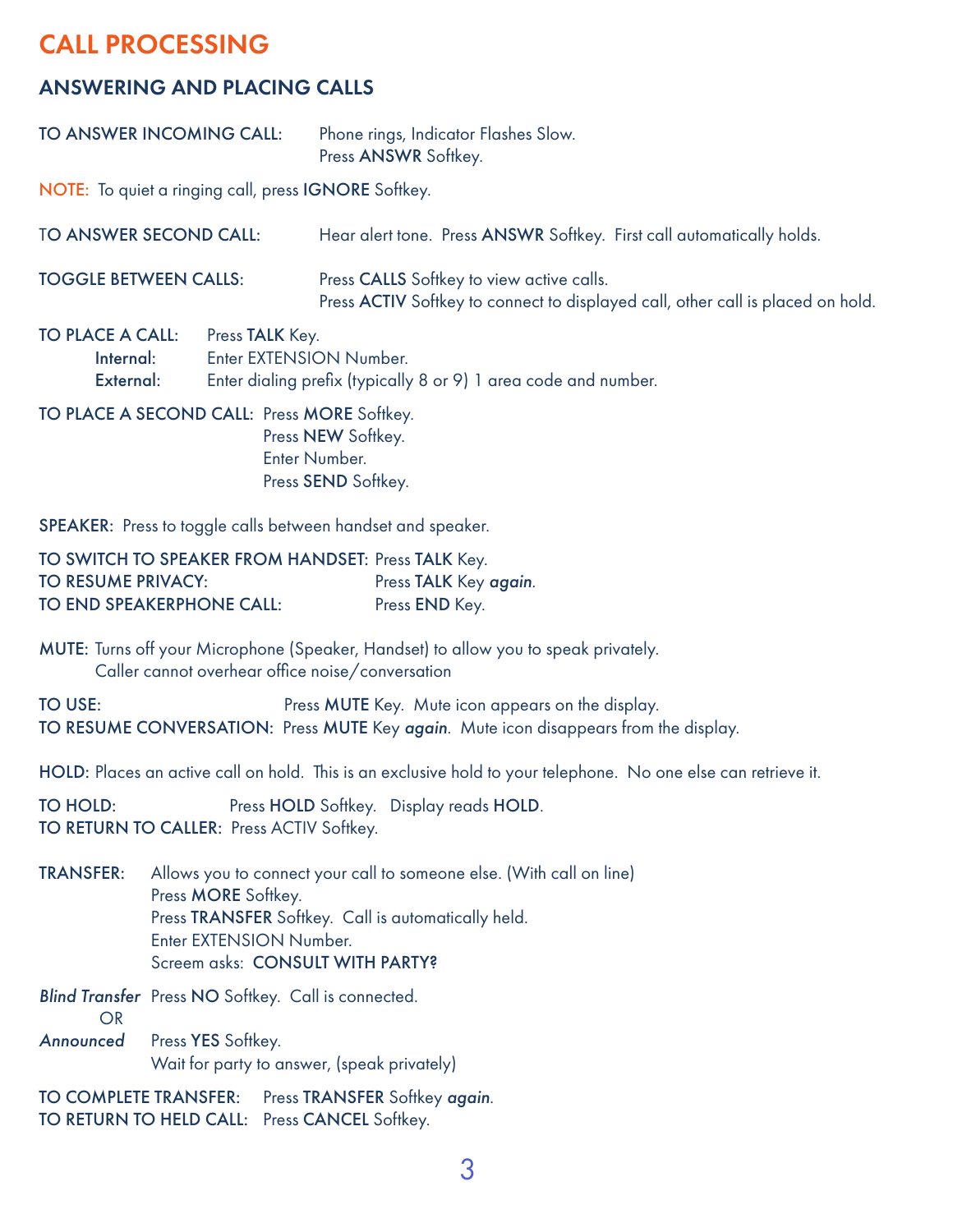# CALL PROCESSING

## ANSWERING AND PLACING CALLS

**TO ANSWER INCOMING CALL:** Phone rings, Indicator Flashes Slow.
Press **ANSWR** Softkey.

NOTE: To quiet a ringing call, press **IGNORE** Softkey.

**TO ANSWER SECOND CALL:** Hear alert tone. Press **ANSWR** Softkey. First call automatically holds.

**TOGGLE BETWEEN CALLS:** Press **CALLS** Softkey to view active calls.
Press **ACTIV** Softkey to connect to displayed call, other call is placed on hold.

**TO PLACE A CALL:** Press **TALK** Key.
- **Internal:** Enter EXTENSION Number.
- **External:** Enter dialing prefix (typically 8 or 9) 1 area code and number.

**TO PLACE A SECOND CALL:** Press **MORE** Softkey.
Press **NEW** Softkey.
Enter Number.
Press **SEND** Softkey.

**SPEAKER:** Press to toggle calls between handset and speaker.

**TO SWITCH TO SPEAKER FROM HANDSET:** Press **TALK** Key.
**TO RESUME PRIVACY:** Press **TALK** Key ***again***.
**TO END SPEAKERPHONE CALL:** Press **END** Key.

**MUTE:** Turns off your Microphone (Speaker, Handset) to allow you to speak privately.
Caller cannot overhear office noise/conversation

**TO USE:** Press **MUTE** Key. Mute icon appears on the display.
**TO RESUME CONVERSATION:** Press **MUTE** Key ***again***. Mute icon disappears from the display.

**HOLD:** Places an active call on hold. This is an exclusive hold to your telephone. No one else can retrieve it.

**TO HOLD:** Press **HOLD** Softkey. Display reads **HOLD**.
**TO RETURN TO CALLER:** Press ACTIV Softkey.

**TRANSFER:** Allows you to connect your call to someone else. (With call on line)
Press **MORE** Softkey.
Press **TRANSFER** Softkey. Call is automatically held.
Enter EXTENSION Number.
Screem asks: **CONSULT WITH PARTY?**

***Blind Transfer*** Press **NO** Softkey. Call is connected.
OR
***Announced*** Press **YES** Softkey.
Wait for party to answer, (speak privately)

**TO COMPLETE TRANSFER:** Press **TRANSFER** Softkey ***again***.
**TO RETURN TO HELD CALL:** Press **CANCEL** Softkey.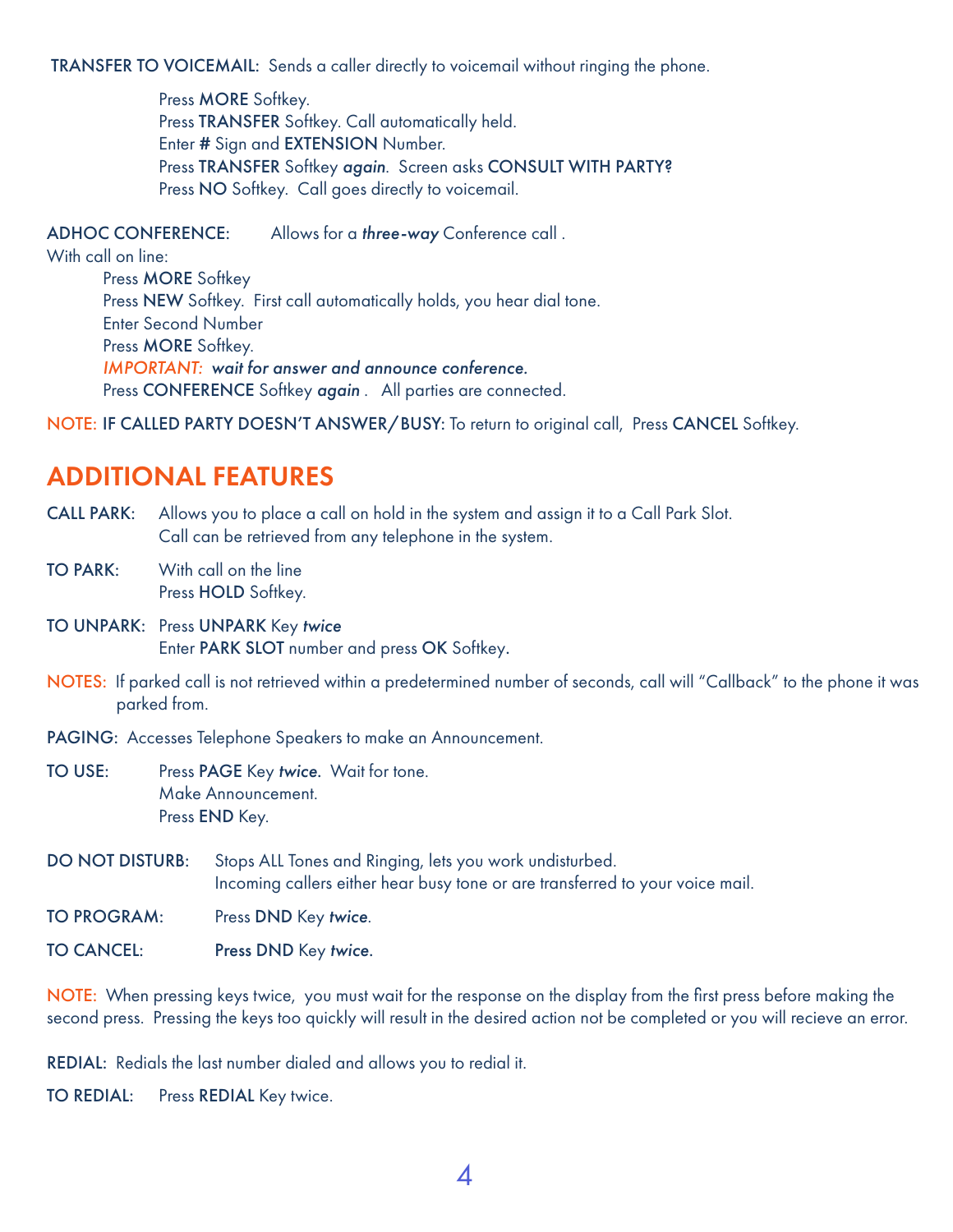**TRANSFER TO VOICEMAIL:** Sends a caller directly to voicemail without ringing the phone.

Press **MORE** Softkey.
Press **TRANSFER** Softkey. Call automatically held.
Enter **#** Sign and **EXTENSION** Number.
Press **TRANSFER** Softkey ***again***. Screen asks **CONSULT WITH PARTY?**
Press **NO** Softkey. Call goes directly to voicemail.

**ADHOC CONFERENCE:** Allows for a ***three-way*** Conference call .
With call on line:

Press **MORE** Softkey
Press **NEW** Softkey. First call automatically holds, you hear dial tone.
Enter Second Number
Press **MORE** Softkey.
*IMPORTANT:* ***wait for answer and announce conference.***
Press **CONFERENCE** Softkey ***again*** . All parties are connected.

NOTE: **IF CALLED PARTY DOESN'T ANSWER/BUSY:** To return to original call, Press **CANCEL** Softkey.

## ADDITIONAL FEATURES

**CALL PARK:** Allows you to place a call on hold in the system and assign it to a Call Park Slot. Call can be retrieved from any telephone in the system.

**TO PARK:** With call on the line
Press **HOLD** Softkey.

**TO UNPARK:** Press **UNPARK** Key ***twice***
Enter **PARK SLOT** number and press **OK** Softkey.

NOTES: If parked call is not retrieved within a predetermined number of seconds, call will "Callback" to the phone it was parked from.

**PAGING:** Accesses Telephone Speakers to make an Announcement.

**TO USE:** Press **PAGE** Key ***twice***. Wait for tone.
Make Announcement.
Press **END** Key.

**DO NOT DISTURB:** Stops ALL Tones and Ringing, lets you work undisturbed.
Incoming callers either hear busy tone or are transferred to your voice mail.

**TO PROGRAM:** Press **DND** Key ***twice***.

**TO CANCEL:** **Press DND** Key ***twice.***

NOTE: When pressing keys twice, you must wait for the response on the display from the first press before making the second press. Pressing the keys too quickly will result in the desired action not be completed or you will recieve an error.

**REDIAL:** Redials the last number dialed and allows you to redial it.

**TO REDIAL:** Press **REDIAL** Key twice.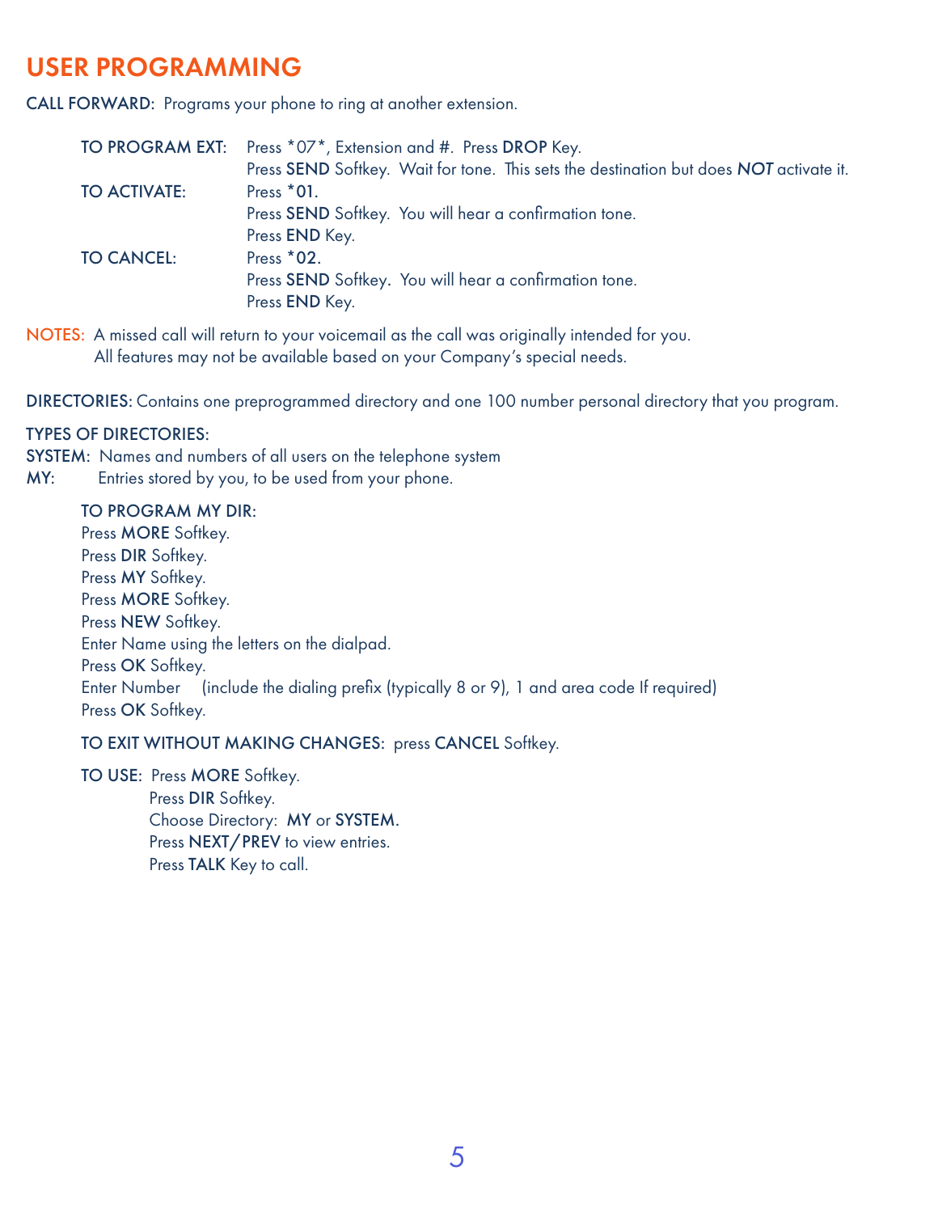# USER PROGRAMMING

**CALL FORWARD:** Programs your phone to ring at another extension.

**TO PROGRAM EXT:** Press *07*, Extension and #. Press **DROP** Key.
Press **SEND** Softkey. Wait for tone. This sets the destination but does ***NOT*** activate it.

**TO ACTIVATE:** Press ***01.**
Press **SEND** Softkey. You will hear a confirmation tone.
Press **END** Key.

**TO CANCEL:** Press ***02.**
Press **SEND** Softkey. You will hear a confirmation tone.
Press **END** Key.

NOTES: A missed call will return to your voicemail as the call was originally intended for you.
All features may not be available based on your Company's special needs.

**DIRECTORIES:** Contains one preprogrammed directory and one 100 number personal directory that you program.

**TYPES OF DIRECTORIES:**
**SYSTEM:** Names and numbers of all users on the telephone system
**MY:** Entries stored by you, to be used from your phone.

**TO PROGRAM MY DIR:**
Press **MORE** Softkey.
Press **DIR** Softkey.
Press **MY** Softkey.
Press **MORE** Softkey.
Press **NEW** Softkey.
Enter Name using the letters on the dialpad.
Press **OK** Softkey.
Enter Number (include the dialing prefix (typically 8 or 9), 1 and area code If required)
Press **OK** Softkey.

**TO EXIT WITHOUT MAKING CHANGES:** press **CANCEL** Softkey.

**TO USE:** Press **MORE** Softkey.
Press **DIR** Softkey.
Choose Directory: **MY** or **SYSTEM.**
Press **NEXT/PREV** to view entries.
Press **TALK** Key to call.